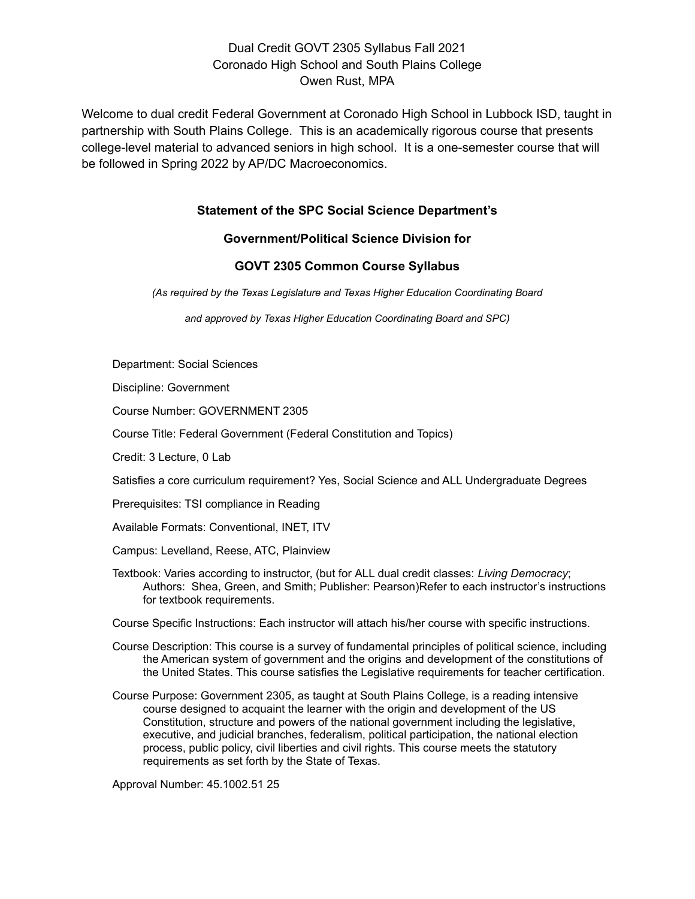Dual Credit GOVT 2305 Syllabus Fall 2021
Coronado High School and South Plains College
Owen Rust, MPA

Welcome to dual credit Federal Government at Coronado High School in Lubbock ISD, taught in partnership with South Plains College. This is an academically rigorous course that presents college-level material to advanced seniors in high school. It is a one-semester course that will be followed in Spring 2022 by AP/DC Macroeconomics.

## Statement of the SPC Social Science Department's

## Government/Political Science Division for

## GOVT 2305 Common Course Syllabus

*(As required by the Texas Legislature and Texas Higher Education Coordinating Board*

*and approved by Texas Higher Education Coordinating Board and SPC)*

Department: Social Sciences

Discipline: Government

Course Number: GOVERNMENT 2305

Course Title: Federal Government (Federal Constitution and Topics)

Credit: 3 Lecture, 0 Lab

Satisfies a core curriculum requirement? Yes, Social Science and ALL Undergraduate Degrees

Prerequisites: TSI compliance in Reading

Available Formats: Conventional, INET, ITV

Campus: Levelland, Reese, ATC, Plainview

Textbook: Varies according to instructor, (but for ALL dual credit classes: *Living Democracy*; Authors: Shea, Green, and Smith; Publisher: Pearson)Refer to each instructor's instructions for textbook requirements.

Course Specific Instructions: Each instructor will attach his/her course with specific instructions.

Course Description: This course is a survey of fundamental principles of political science, including the American system of government and the origins and development of the constitutions of the United States. This course satisfies the Legislative requirements for teacher certification.

Course Purpose: Government 2305, as taught at South Plains College, is a reading intensive course designed to acquaint the learner with the origin and development of the US Constitution, structure and powers of the national government including the legislative, executive, and judicial branches, federalism, political participation, the national election process, public policy, civil liberties and civil rights. This course meets the statutory requirements as set forth by the State of Texas.

Approval Number: 45.1002.51 25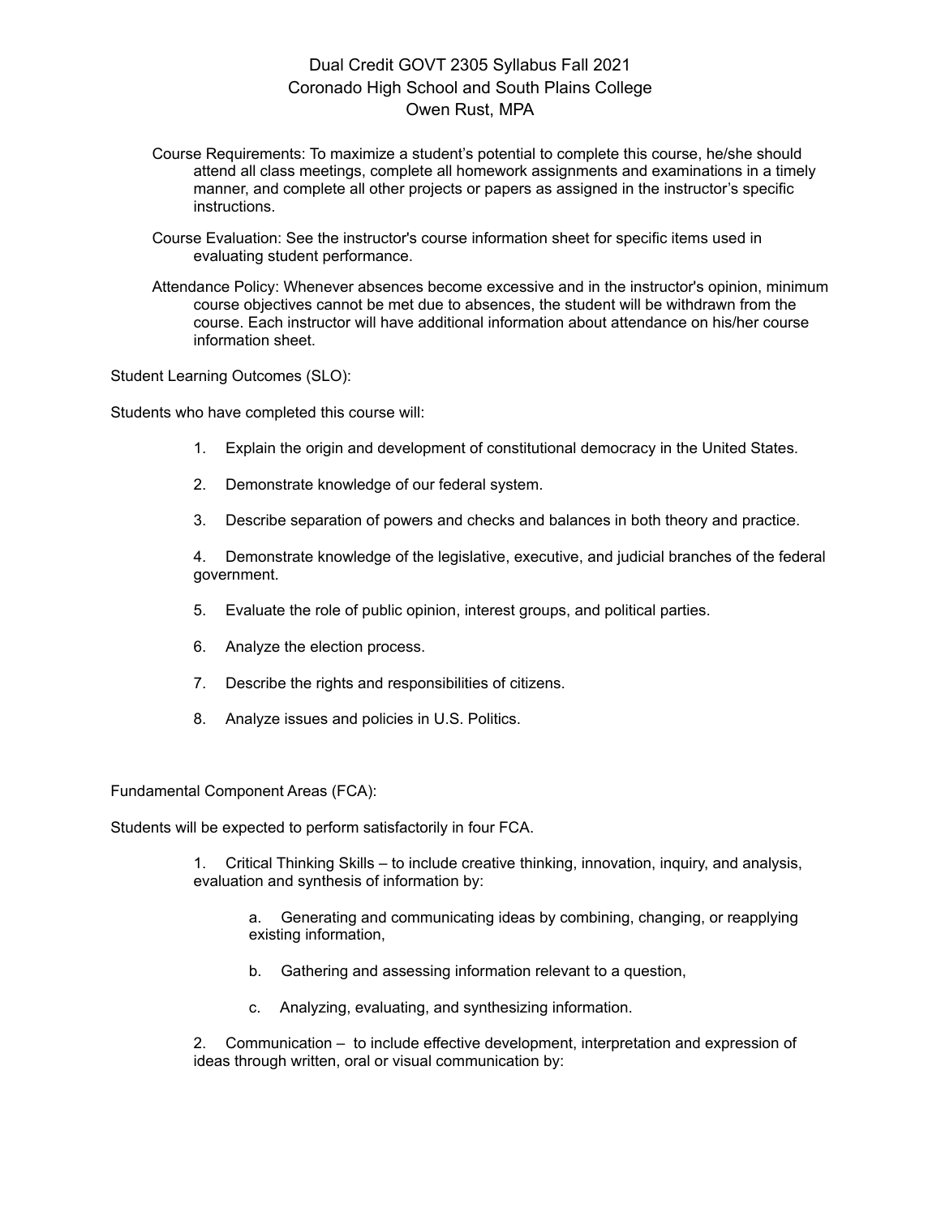Dual Credit GOVT 2305 Syllabus Fall 2021
Coronado High School and South Plains College
Owen Rust, MPA

Course Requirements: To maximize a student's potential to complete this course, he/she should attend all class meetings, complete all homework assignments and examinations in a timely manner, and complete all other projects or papers as assigned in the instructor's specific instructions.

Course Evaluation: See the instructor's course information sheet for specific items used in evaluating student performance.

Attendance Policy: Whenever absences become excessive and in the instructor's opinion, minimum course objectives cannot be met due to absences, the student will be withdrawn from the course. Each instructor will have additional information about attendance on his/her course information sheet.

Student Learning Outcomes (SLO):

Students who have completed this course will:

1. Explain the origin and development of constitutional democracy in the United States.
2. Demonstrate knowledge of our federal system.
3. Describe separation of powers and checks and balances in both theory and practice.
4. Demonstrate knowledge of the legislative, executive, and judicial branches of the federal government.
5. Evaluate the role of public opinion, interest groups, and political parties.
6. Analyze the election process.
7. Describe the rights and responsibilities of citizens.
8. Analyze issues and policies in U.S. Politics.

Fundamental Component Areas (FCA):

Students will be expected to perform satisfactorily in four FCA.

1. Critical Thinking Skills – to include creative thinking, innovation, inquiry, and analysis, evaluation and synthesis of information by:
   a. Generating and communicating ideas by combining, changing, or reapplying existing information,
   b. Gathering and assessing information relevant to a question,
   c. Analyzing, evaluating, and synthesizing information.
2. Communication – to include effective development, interpretation and expression of ideas through written, oral or visual communication by: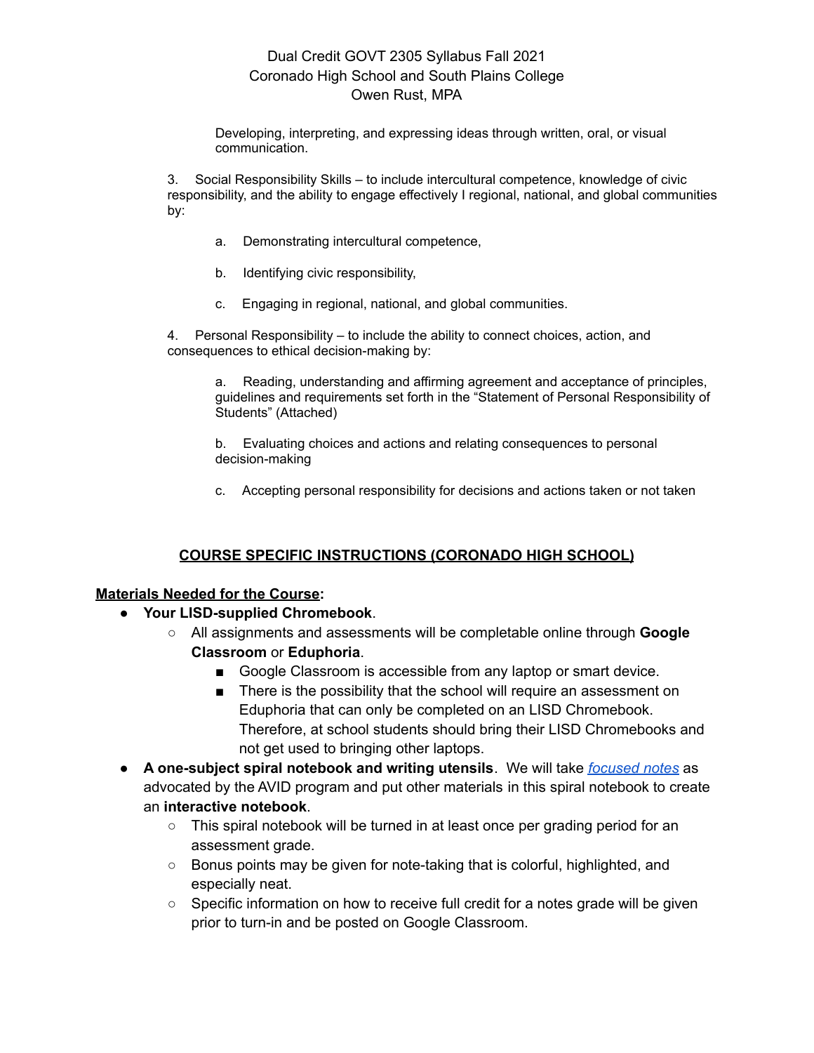Developing, interpreting, and expressing ideas through written, oral, or visual communication.

3. Social Responsibility Skills – to include intercultural competence, knowledge of civic responsibility, and the ability to engage effectively I regional, national, and global communities by:

a. Demonstrating intercultural competence,

b. Identifying civic responsibility,

c. Engaging in regional, national, and global communities.

4. Personal Responsibility – to include the ability to connect choices, action, and consequences to ethical decision-making by:

a. Reading, understanding and affirming agreement and acceptance of principles, guidelines and requirements set forth in the "Statement of Personal Responsibility of Students" (Attached)

b. Evaluating choices and actions and relating consequences to personal decision-making

c. Accepting personal responsibility for decisions and actions taken or not taken

## COURSE SPECIFIC INSTRUCTIONS (CORONADO HIGH SCHOOL)

**Materials Needed for the Course:**

- **Your LISD-supplied Chromebook**.
  - All assignments and assessments will be completable online through **Google Classroom** or **Eduphoria**.
    - Google Classroom is accessible from any laptop or smart device.
    - There is the possibility that the school will require an assessment on Eduphoria that can only be completed on an LISD Chromebook. Therefore, at school students should bring their LISD Chromebooks and not get used to bringing other laptops.
- **A one-subject spiral notebook and writing utensils**. We will take *focused notes* as advocated by the AVID program and put other materials in this spiral notebook to create an **interactive notebook**.
  - This spiral notebook will be turned in at least once per grading period for an assessment grade.
  - Bonus points may be given for note-taking that is colorful, highlighted, and especially neat.
  - Specific information on how to receive full credit for a notes grade will be given prior to turn-in and be posted on Google Classroom.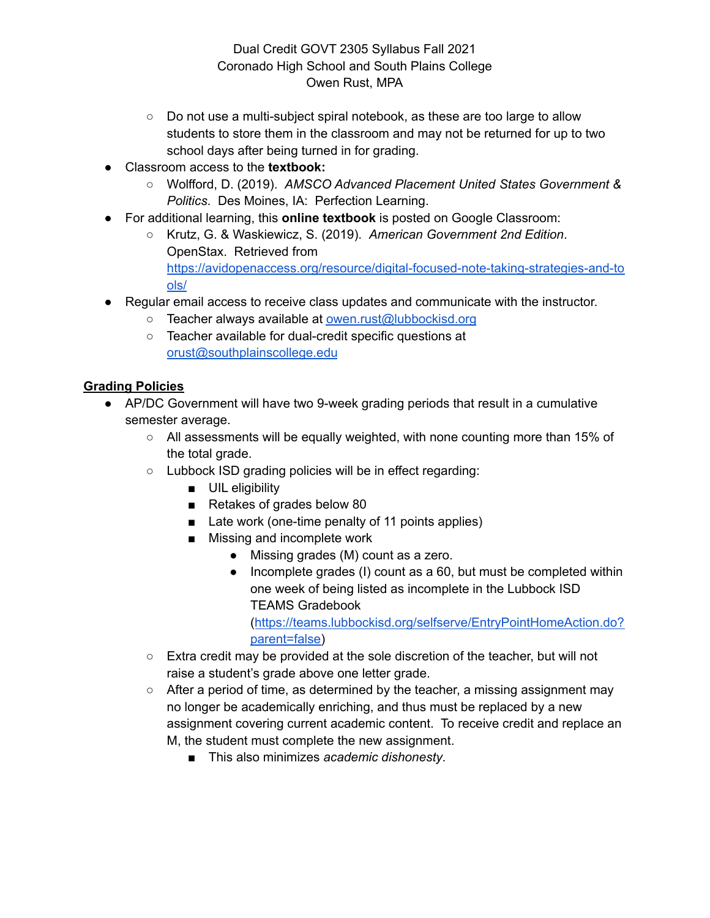- Do not use a multi-subject spiral notebook, as these are too large to allow students to store them in the classroom and may not be returned for up to two school days after being turned in for grading.

- Classroom access to the **textbook:**
  - Wolfford, D. (2019). *AMSCO Advanced Placement United States Government & Politics*. Des Moines, IA: Perfection Learning.
- For additional learning, this **online textbook** is posted on Google Classroom:
  - Krutz, G. & Waskiewicz, S. (2019). *American Government 2nd Edition*. OpenStax. Retrieved from [https://avidopenaccess.org/resource/digital-focused-note-taking-strategies-and-tools/](https://avidopenaccess.org/resource/digital-focused-note-taking-strategies-and-tools/)
- Regular email access to receive class updates and communicate with the instructor.
  - Teacher always available at [owen.rust@lubbockisd.org](mailto:owen.rust@lubbockisd.org)
  - Teacher available for dual-credit specific questions at [orust@southplainscollege.edu](mailto:orust@southplainscollege.edu)

## Grading Policies

- AP/DC Government will have two 9-week grading periods that result in a cumulative semester average.
  - All assessments will be equally weighted, with none counting more than 15% of the total grade.
  - Lubbock ISD grading policies will be in effect regarding:
    - UIL eligibility
    - Retakes of grades below 80
    - Late work (one-time penalty of 11 points applies)
    - Missing and incomplete work
      - Missing grades (M) count as a zero.
      - Incomplete grades (I) count as a 60, but must be completed within one week of being listed as incomplete in the Lubbock ISD TEAMS Gradebook ([https://teams.lubbockisd.org/selfserve/EntryPointHomeAction.do?parent=false](https://teams.lubbockisd.org/selfserve/EntryPointHomeAction.do?parent=false))
  - Extra credit may be provided at the sole discretion of the teacher, but will not raise a student's grade above one letter grade.
  - After a period of time, as determined by the teacher, a missing assignment may no longer be academically enriching, and thus must be replaced by a new assignment covering current academic content. To receive credit and replace an M, the student must complete the new assignment.
    - This also minimizes *academic dishonesty*.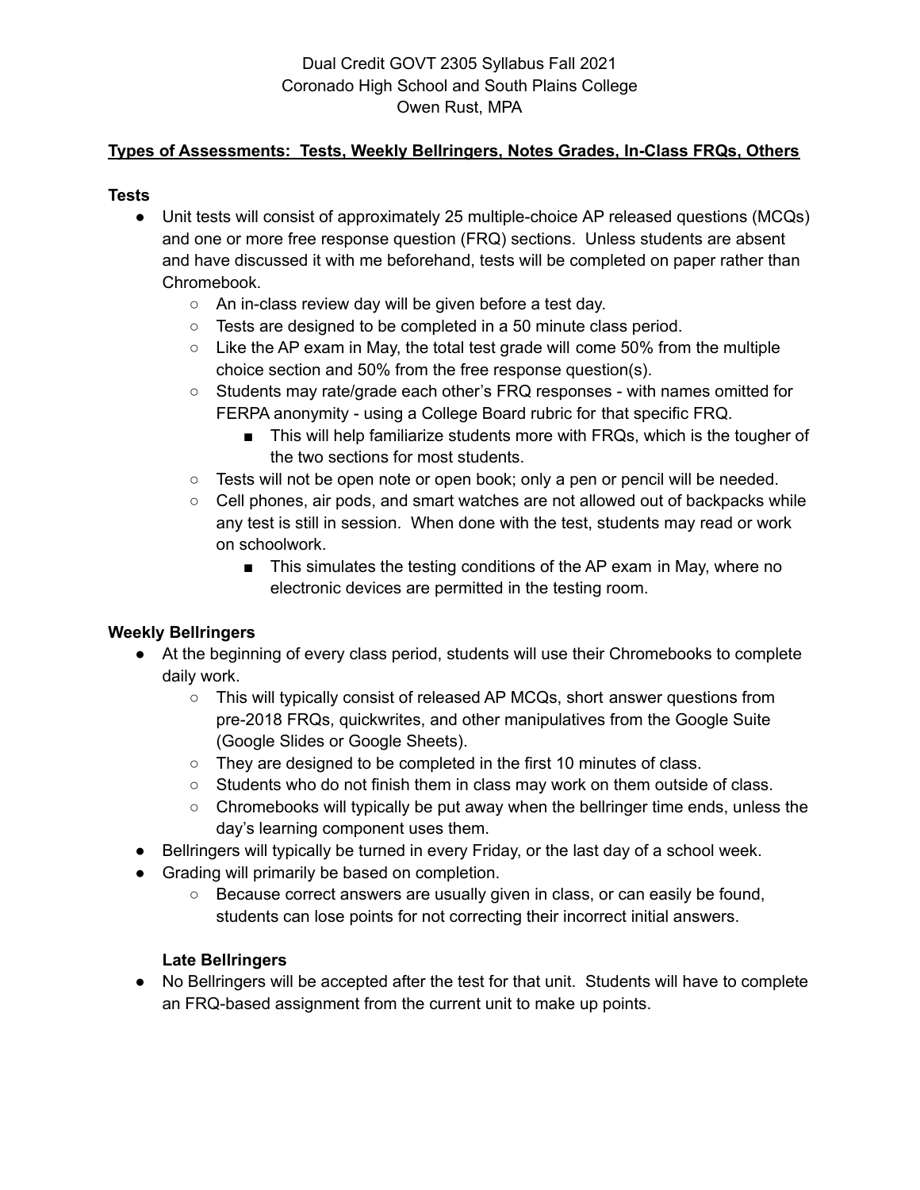Dual Credit GOVT 2305 Syllabus Fall 2021
Coronado High School and South Plains College
Owen Rust, MPA

**Types of Assessments: Tests, Weekly Bellringers, Notes Grades, In-Class FRQs, Others**

**Tests**

- Unit tests will consist of approximately 25 multiple-choice AP released questions (MCQs) and one or more free response question (FRQ) sections. Unless students are absent and have discussed it with me beforehand, tests will be completed on paper rather than Chromebook.
  - An in-class review day will be given before a test day.
  - Tests are designed to be completed in a 50 minute class period.
  - Like the AP exam in May, the total test grade will come 50% from the multiple choice section and 50% from the free response question(s).
  - Students may rate/grade each other's FRQ responses - with names omitted for FERPA anonymity - using a College Board rubric for that specific FRQ.
    - This will help familiarize students more with FRQs, which is the tougher of the two sections for most students.
  - Tests will not be open note or open book; only a pen or pencil will be needed.
  - Cell phones, air pods, and smart watches are not allowed out of backpacks while any test is still in session. When done with the test, students may read or work on schoolwork.
    - This simulates the testing conditions of the AP exam in May, where no electronic devices are permitted in the testing room.

**Weekly Bellringers**

- At the beginning of every class period, students will use their Chromebooks to complete daily work.
  - This will typically consist of released AP MCQs, short answer questions from pre-2018 FRQs, quickwrites, and other manipulatives from the Google Suite (Google Slides or Google Sheets).
  - They are designed to be completed in the first 10 minutes of class.
  - Students who do not finish them in class may work on them outside of class.
  - Chromebooks will typically be put away when the bellringer time ends, unless the day's learning component uses them.
- Bellringers will typically be turned in every Friday, or the last day of a school week.
- Grading will primarily be based on completion.
  - Because correct answers are usually given in class, or can easily be found, students can lose points for not correcting their incorrect initial answers.

**Late Bellringers**

- No Bellringers will be accepted after the test for that unit. Students will have to complete an FRQ-based assignment from the current unit to make up points.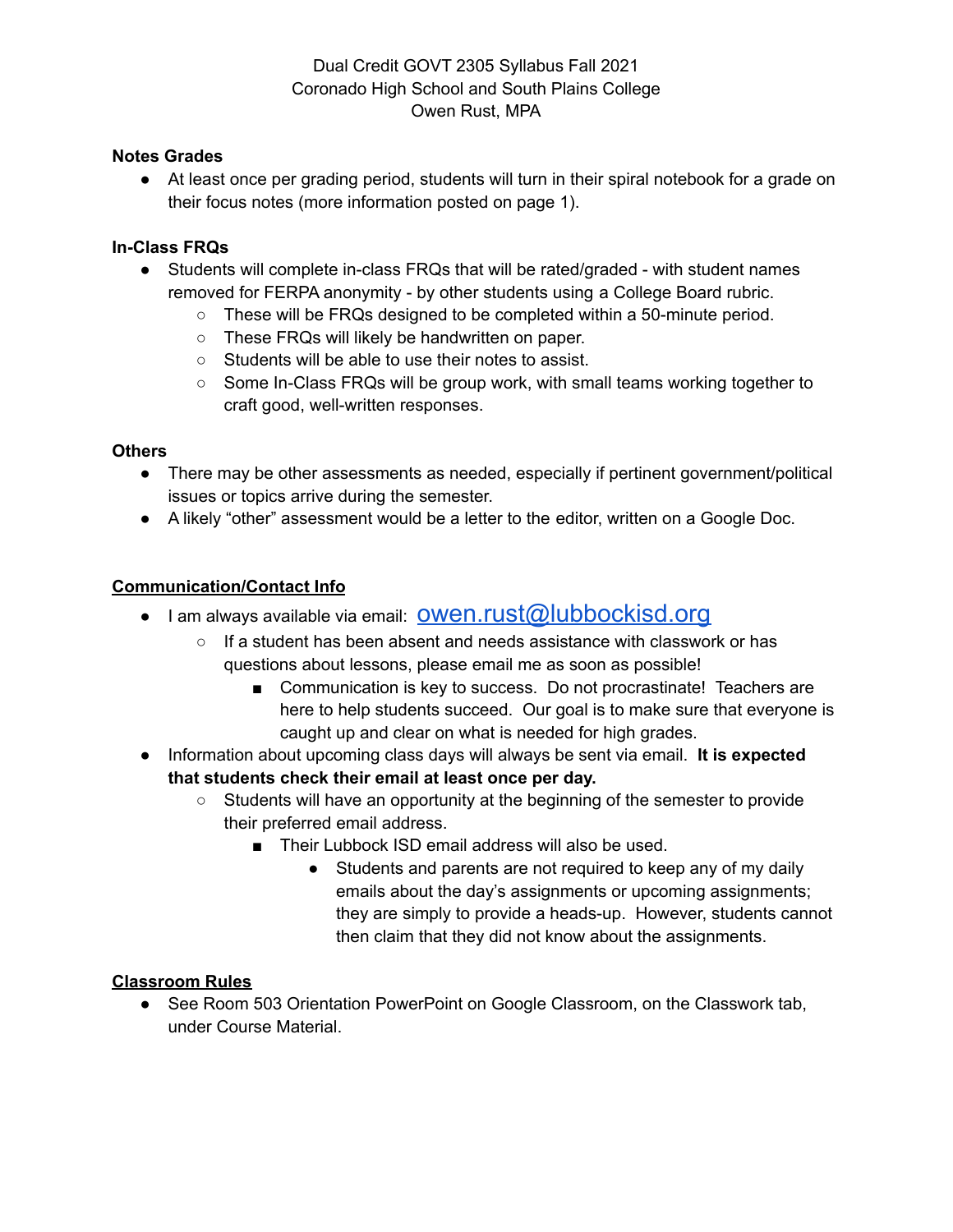Dual Credit GOVT 2305 Syllabus Fall 2021
Coronado High School and South Plains College
Owen Rust, MPA

**Notes Grades**

- At least once per grading period, students will turn in their spiral notebook for a grade on their focus notes (more information posted on page 1).

**In-Class FRQs**

- Students will complete in-class FRQs that will be rated/graded - with student names removed for FERPA anonymity - by other students using a College Board rubric.
  - These will be FRQs designed to be completed within a 50-minute period.
  - These FRQs will likely be handwritten on paper.
  - Students will be able to use their notes to assist.
  - Some In-Class FRQs will be group work, with small teams working together to craft good, well-written responses.

**Others**

- There may be other assessments as needed, especially if pertinent government/political issues or topics arrive during the semester.
- A likely "other" assessment would be a letter to the editor, written on a Google Doc.

## Communication/Contact Info

- I am always available via email: owen.rust@lubbockisd.org
  - If a student has been absent and needs assistance with classwork or has questions about lessons, please email me as soon as possible!
    - Communication is key to success. Do not procrastinate! Teachers are here to help students succeed. Our goal is to make sure that everyone is caught up and clear on what is needed for high grades.
- Information about upcoming class days will always be sent via email. **It is expected that students check their email at least once per day.**
  - Students will have an opportunity at the beginning of the semester to provide their preferred email address.
    - Their Lubbock ISD email address will also be used.
      - Students and parents are not required to keep any of my daily emails about the day's assignments or upcoming assignments; they are simply to provide a heads-up. However, students cannot then claim that they did not know about the assignments.

## Classroom Rules

- See Room 503 Orientation PowerPoint on Google Classroom, on the Classwork tab, under Course Material.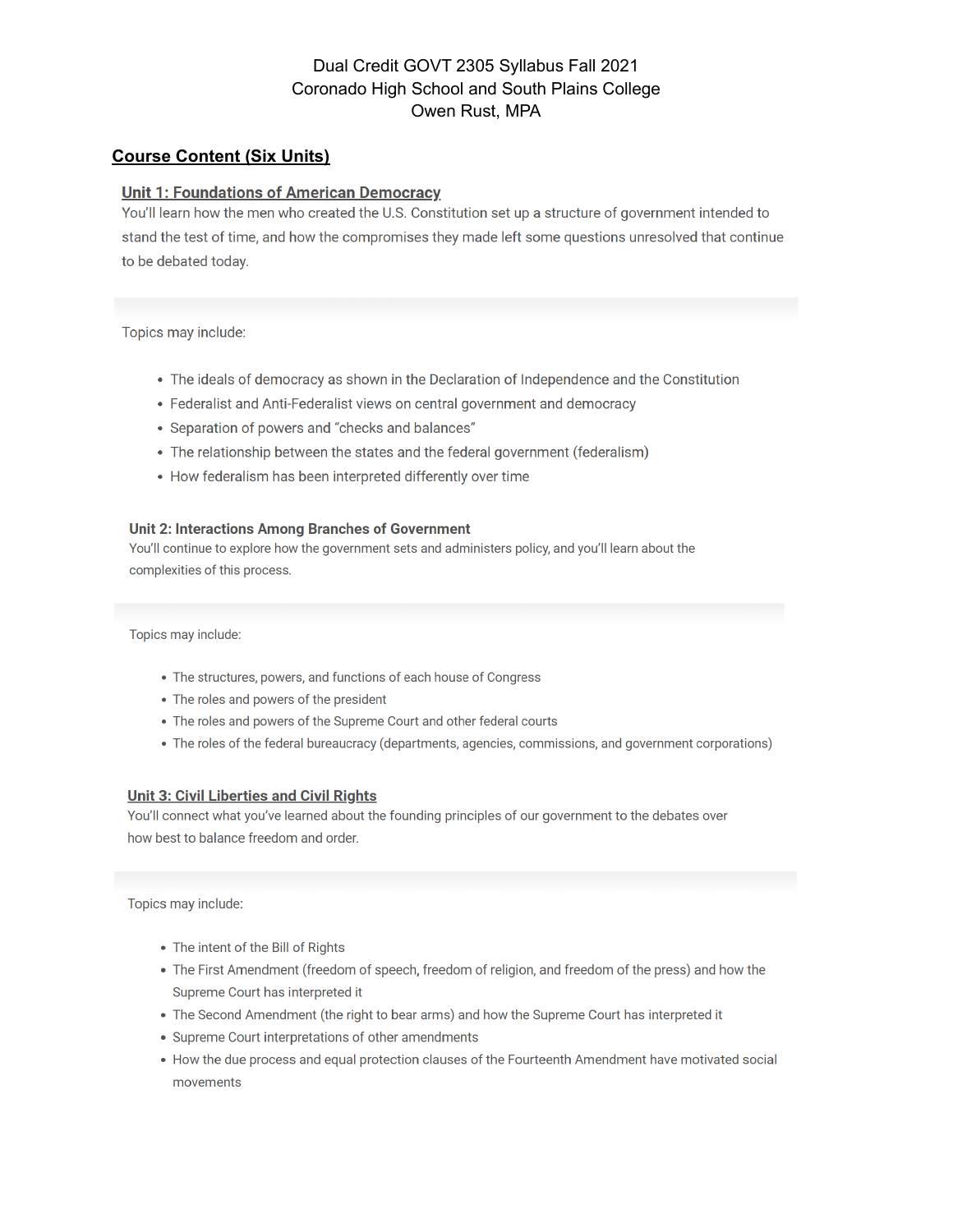Dual Credit GOVT 2305 Syllabus Fall 2021
Coronado High School and South Plains College
Owen Rust, MPA

## Course Content (Six Units)

### Unit 1: Foundations of American Democracy

You'll learn how the men who created the U.S. Constitution set up a structure of government intended to stand the test of time, and how the compromises they made left some questions unresolved that continue to be debated today.

Topics may include:

- The ideals of democracy as shown in the Declaration of Independence and the Constitution
- Federalist and Anti-Federalist views on central government and democracy
- Separation of powers and "checks and balances"
- The relationship between the states and the federal government (federalism)
- How federalism has been interpreted differently over time

### Unit 2: Interactions Among Branches of Government

You'll continue to explore how the government sets and administers policy, and you'll learn about the complexities of this process.

Topics may include:

- The structures, powers, and functions of each house of Congress
- The roles and powers of the president
- The roles and powers of the Supreme Court and other federal courts
- The roles of the federal bureaucracy (departments, agencies, commissions, and government corporations)

### Unit 3: Civil Liberties and Civil Rights

You'll connect what you've learned about the founding principles of our government to the debates over how best to balance freedom and order.

Topics may include:

- The intent of the Bill of Rights
- The First Amendment (freedom of speech, freedom of religion, and freedom of the press) and how the Supreme Court has interpreted it
- The Second Amendment (the right to bear arms) and how the Supreme Court has interpreted it
- Supreme Court interpretations of other amendments
- How the due process and equal protection clauses of the Fourteenth Amendment have motivated social movements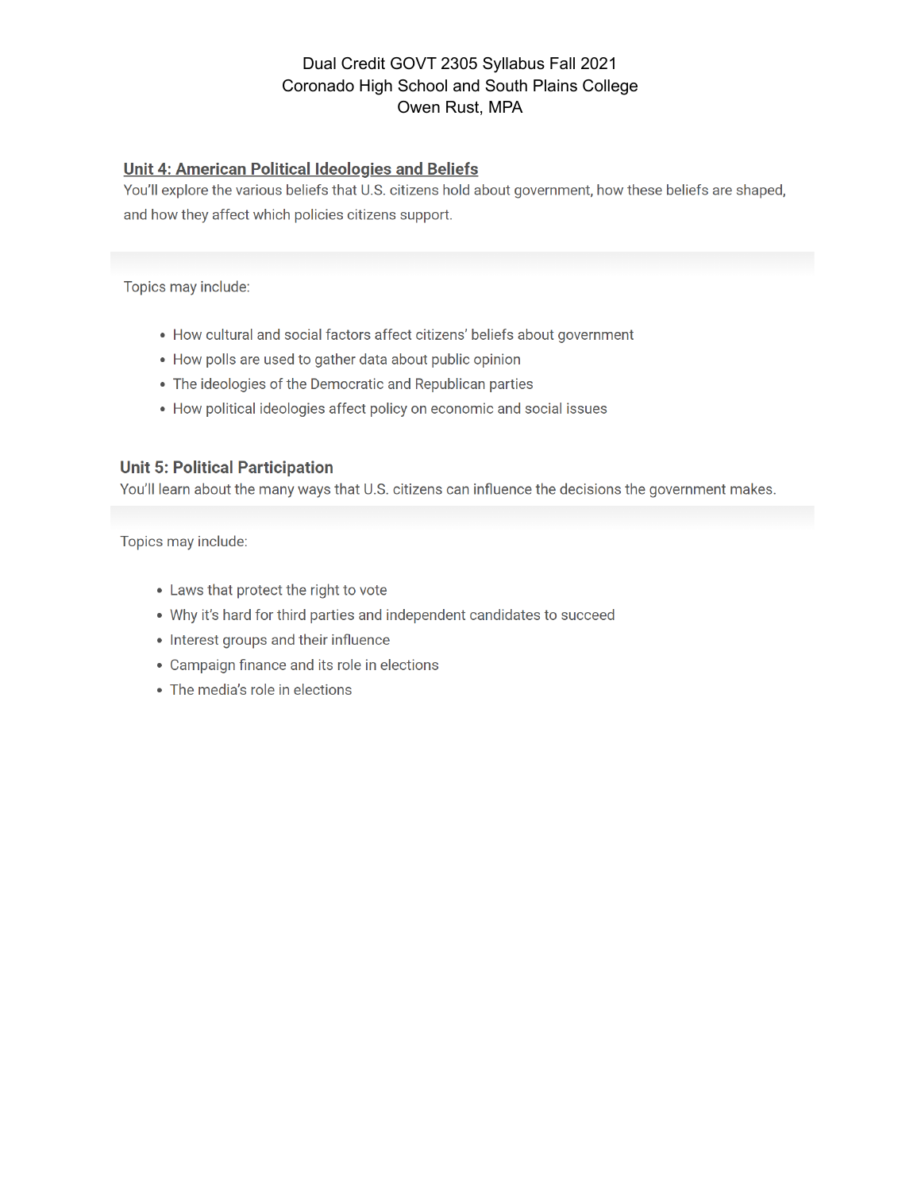## Unit 4: American Political Ideologies and Beliefs

You'll explore the various beliefs that U.S. citizens hold about government, how these beliefs are shaped, and how they affect which policies citizens support.

Topics may include:

- How cultural and social factors affect citizens' beliefs about government
- How polls are used to gather data about public opinion
- The ideologies of the Democratic and Republican parties
- How political ideologies affect policy on economic and social issues

## Unit 5: Political Participation

You'll learn about the many ways that U.S. citizens can influence the decisions the government makes.

Topics may include:

- Laws that protect the right to vote
- Why it's hard for third parties and independent candidates to succeed
- Interest groups and their influence
- Campaign finance and its role in elections
- The media's role in elections